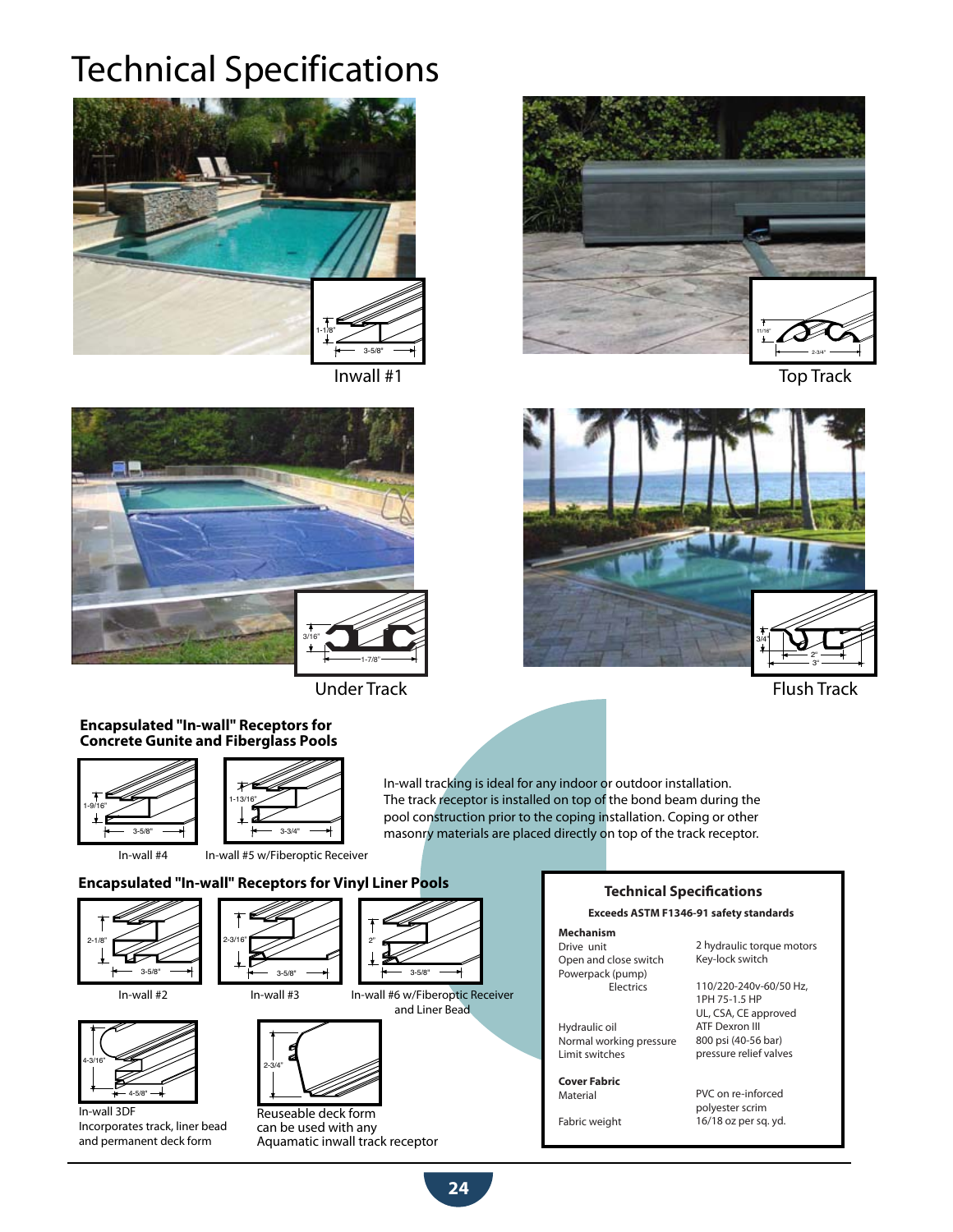# Technical Specifications

Inwall #1

Top Track

Under Track

Flush Track

### Encapsulated "In-wall" Receptors for Concrete Gunite and Fiberglass Pools

In-wall #4

In-wall #5 w/Fiberoptic Receiver

In-wall tracking is ideal for any indoor or outdoor installation. The track receptor is installed on top of the bond beam during the pool construction prior to the coping installation. Coping or other masonry materials are placed directly on top of the track receptor.

### Encapsulated "In-wall" Receptors for Vinyl Liner Pools

In-wall #2

In-wall #3

In-wall #6 w/Fiberoptic Receiver and Liner Bead

In-wall 3DF
Incorporates track, liner bead and permanent deck form

Reuseable deck form can be used with any Aquamatic inwall track receptor

### Technical Specifications

**Exceeds ASTM F1346-91 safety standards**

| **Mechanism** | |
|---|---|
| Drive unit | 2 hydraulic torque motors |
| Open and close switch | Key-lock switch |
| Powerpack (pump) | |
| Electrics | 110/220-240v-60/50 Hz, 1PH 75-1.5 HP UL, CSA, CE approved |
| Hydraulic oil | ATF Dexron III |
| Normal working pressure | 800 psi (40-56 bar) |
| Limit switches | pressure relief valves |
| **Cover Fabric** | |
| Material | PVC on re-inforced polyester scrim |
| Fabric weight | 16/18 oz per sq. yd. |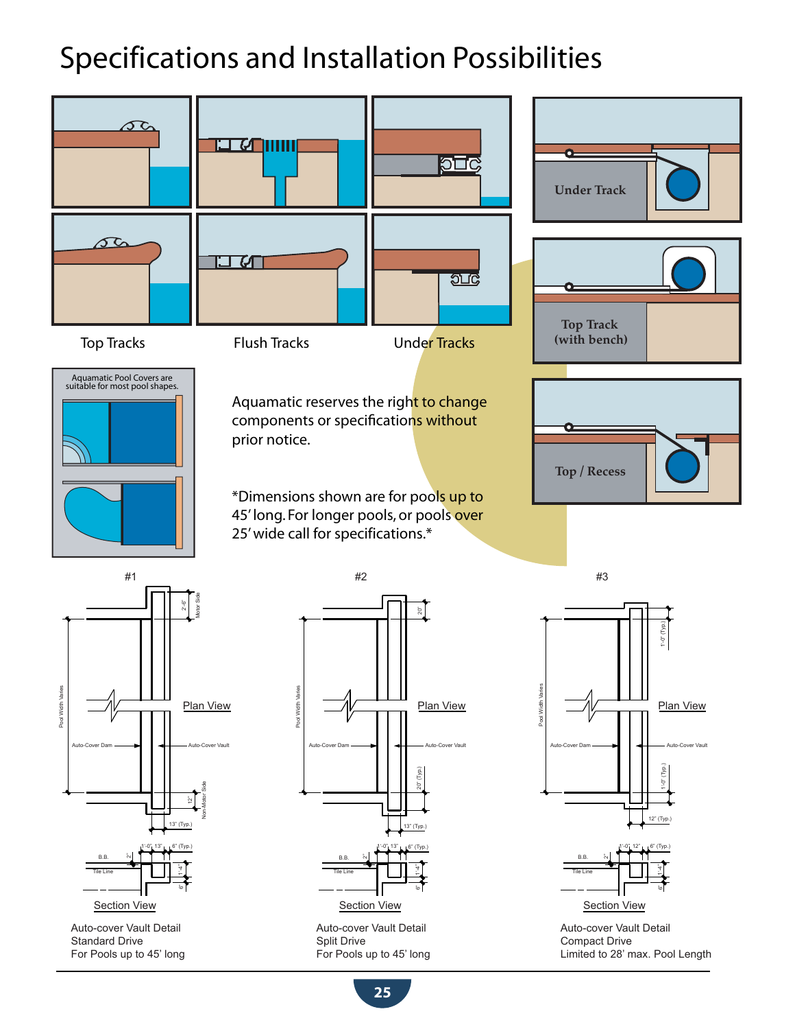# Specifications and Installation Possibilities

Top Tracks

Flush Tracks

Under Tracks

Under Track

Top Track (with bench)

Top / Recess

Aquamatic Pool Covers are suitable for most pool shapes.

Aquamatic reserves the right to change components or specifications without prior notice.

*Dimensions shown are for pools up to 45' long. For longer pools, or pools over 25' wide call for specifications.*

#1

Plan View

Section View

Auto-cover Vault Detail
Standard Drive
For Pools up to 45' long

#2

Plan View

Section View

Auto-cover Vault Detail
Split Drive
For Pools up to 45' long

#3

Plan View

Section View

Auto-cover Vault Detail
Compact Drive
Limited to 28' max. Pool Length